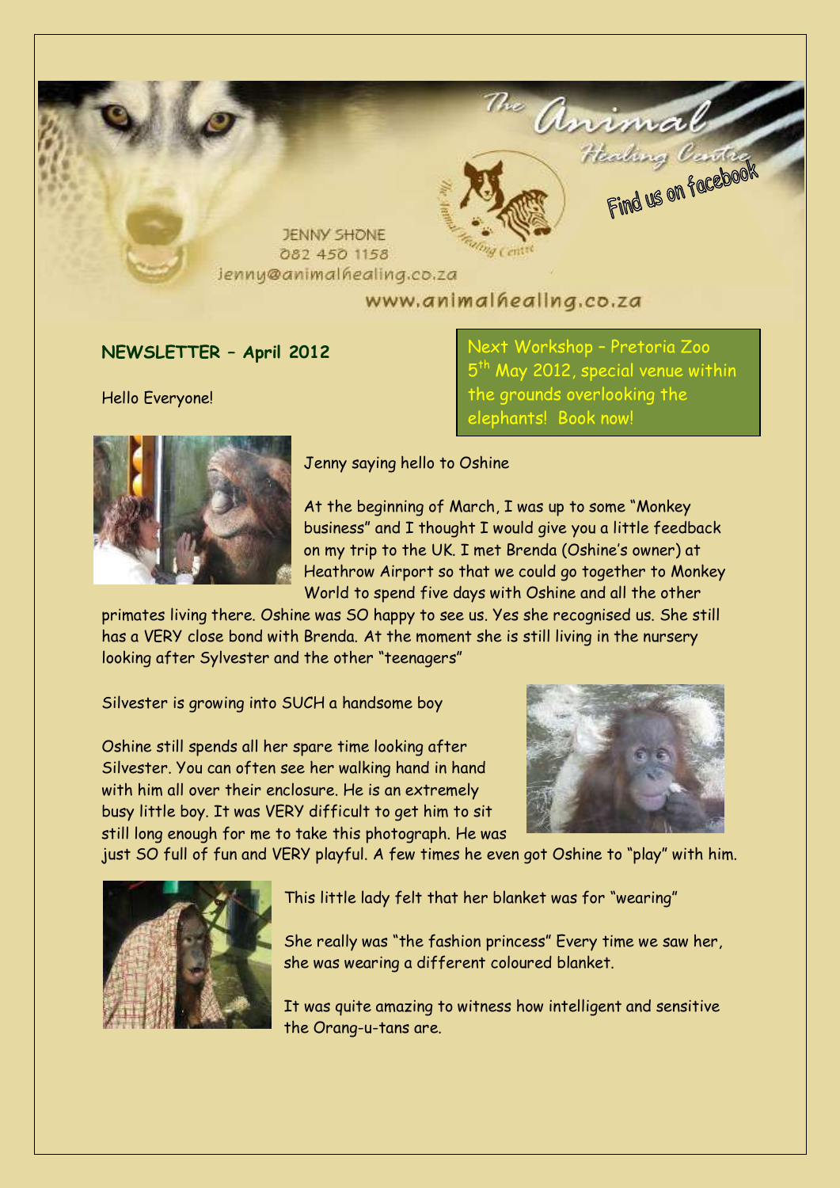The Animal Healing Centre

Find us on facebook

JENNY SHONE
082 450 1158
jenny@animalhealing.co.za

www.animalhealing.co.za

**NEWSLETTER – April 2012**

Next Workshop – Pretoria Zoo 5th May 2012, special venue within the grounds overlooking the elephants! Book now!

Hello Everyone!

Jenny saying hello to Oshine

At the beginning of March, I was up to some "Monkey business" and I thought I would give you a little feedback on my trip to the UK. I met Brenda (Oshine's owner) at Heathrow Airport so that we could go together to Monkey World to spend five days with Oshine and all the other primates living there. Oshine was SO happy to see us. Yes she recognised us. She still has a VERY close bond with Brenda. At the moment she is still living in the nursery looking after Sylvester and the other "teenagers"

Silvester is growing into SUCH a handsome boy

Oshine still spends all her spare time looking after Silvester. You can often see her walking hand in hand with him all over their enclosure. He is an extremely busy little boy. It was VERY difficult to get him to sit still long enough for me to take this photograph. He was just SO full of fun and VERY playful. A few times he even got Oshine to "play" with him.

This little lady felt that her blanket was for "wearing"

She really was "the fashion princess" Every time we saw her, she was wearing a different coloured blanket.

It was quite amazing to witness how intelligent and sensitive the Orang-u-tans are.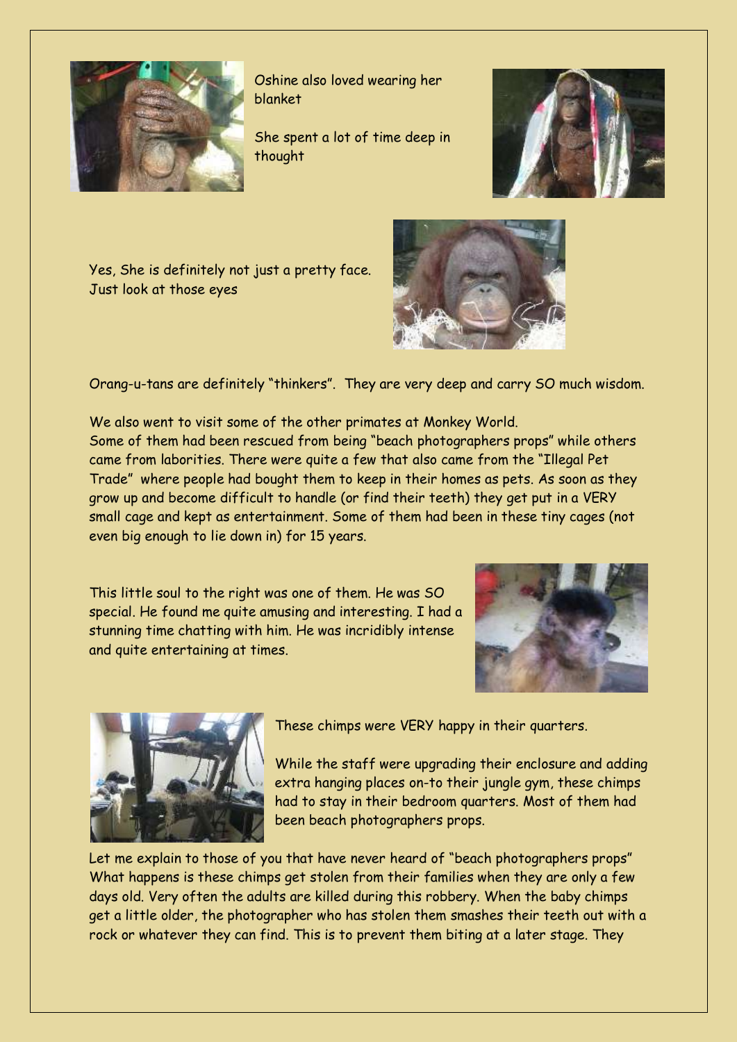Oshine also loved wearing her blanket

She spent a lot of time deep in thought

Yes, She is definitely not just a pretty face. Just look at those eyes

Orang-u-tans are definitely "thinkers". They are very deep and carry SO much wisdom.

We also went to visit some of the other primates at Monkey World.
Some of them had been rescued from being "beach photographers props" while others came from laborities. There were quite a few that also came from the "Illegal Pet Trade" where people had bought them to keep in their homes as pets. As soon as they grow up and become difficult to handle (or find their teeth) they get put in a VERY small cage and kept as entertainment. Some of them had been in these tiny cages (not even big enough to lie down in) for 15 years.

This little soul to the right was one of them. He was SO special. He found me quite amusing and interesting. I had a stunning time chatting with him. He was incridibly intense and quite entertaining at times.

These chimps were VERY happy in their quarters.

While the staff were upgrading their enclosure and adding extra hanging places on-to their jungle gym, these chimps had to stay in their bedroom quarters. Most of them had been beach photographers props.

Let me explain to those of you that have never heard of "beach photographers props" What happens is these chimps get stolen from their families when they are only a few days old. Very often the adults are killed during this robbery. When the baby chimps get a little older, the photographer who has stolen them smashes their teeth out with a rock or whatever they can find. This is to prevent them biting at a later stage. They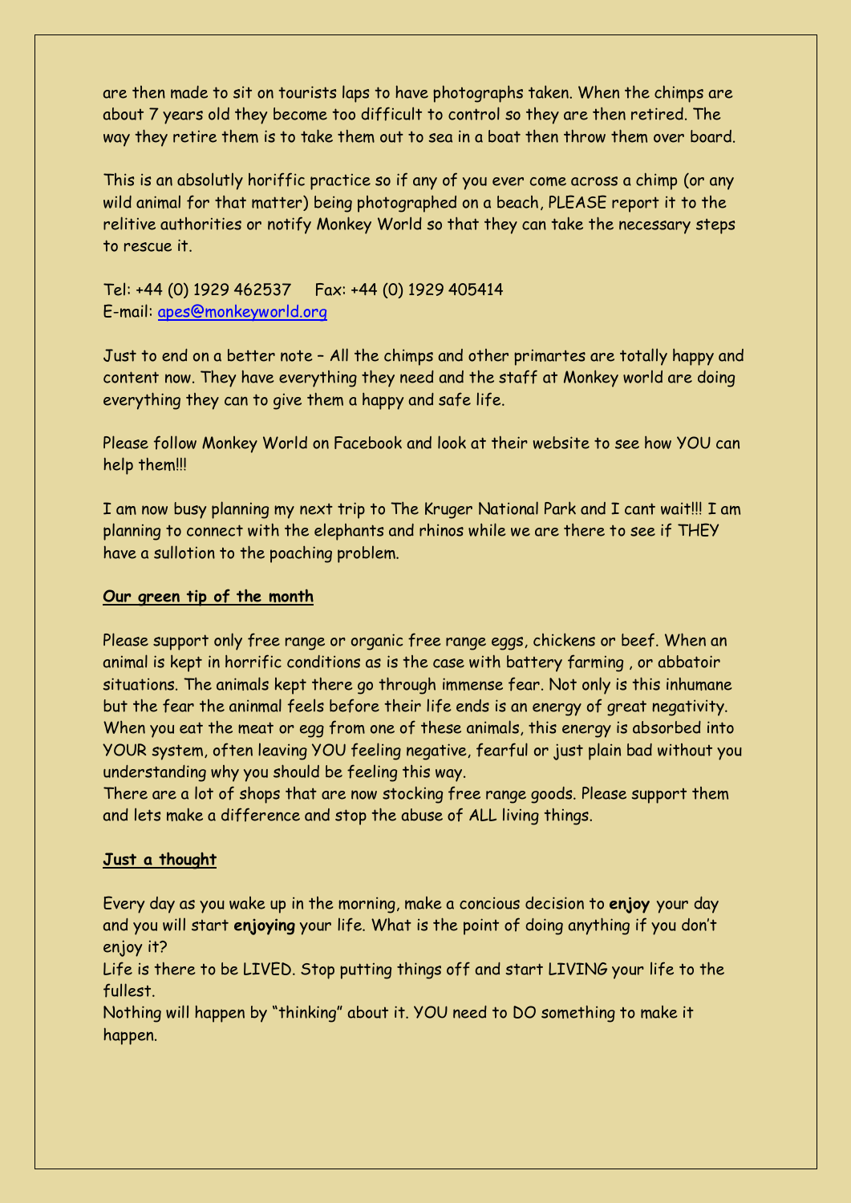are then made to sit on tourists laps to have photographs taken. When the chimps are about 7 years old they become too difficult to control so they are then retired. The way they retire them is to take them out to sea in a boat then throw them over board.

This is an absolutly horiffic practice so if any of you ever come across a chimp (or any wild animal for that matter) being photographed on a beach, PLEASE report it to the relitive authorities or notify Monkey World so that they can take the necessary steps to rescue it.

Tel: +44 (0) 1929 462537     Fax: +44 (0) 1929 405414
E-mail: apes@monkeyworld.org

Just to end on a better note – All the chimps and other primartes are totally happy and content now. They have everything they need and the staff at Monkey world are doing everything they can to give them a happy and safe life.

Please follow Monkey World on Facebook and look at their website to see how YOU can help them!!!

I am now busy planning my next trip to The Kruger National Park and I cant wait!!! I am planning to connect with the elephants and rhinos while we are there to see if THEY have a sullotion to the poaching problem.

**Our green tip of the month**

Please support only free range or organic free range eggs, chickens or beef. When an animal is kept in horrific conditions as is the case with battery farming , or abbatoir situations. The animals kept there go through immense fear. Not only is this inhumane but the fear the aninmal feels before their life ends is an energy of great negativity. When you eat the meat or egg from one of these animals, this energy is absorbed into YOUR system, often leaving YOU feeling negative, fearful or just plain bad without you understanding why you should be feeling this way.
There are a lot of shops that are now stocking free range goods. Please support them and lets make a difference and stop the abuse of ALL living things.

**Just a thought**

Every day as you wake up in the morning, make a concious decision to **enjoy** your day and you will start **enjoying** your life. What is the point of doing anything if you don't enjoy it?
Life is there to be LIVED. Stop putting things off and start LIVING your life to the fullest.
Nothing will happen by "thinking" about it. YOU need to DO something to make it happen.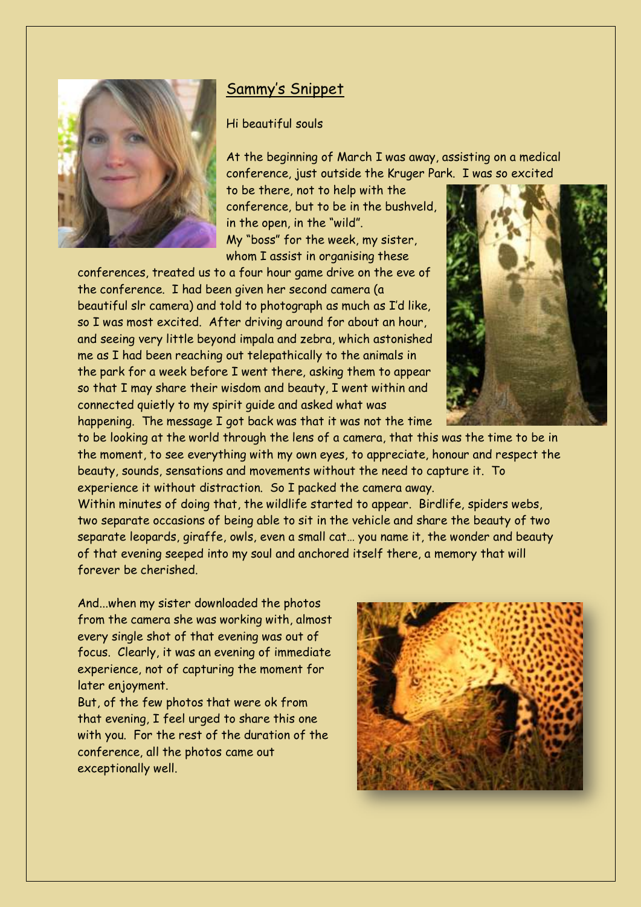## Sammy's Snippet

Hi beautiful souls

At the beginning of March I was away, assisting on a medical conference, just outside the Kruger Park. I was so excited to be there, not to help with the conference, but to be in the bushveld, in the open, in the "wild".

My "boss" for the week, my sister, whom I assist in organising these conferences, treated us to a four hour game drive on the eve of the conference. I had been given her second camera (a beautiful slr camera) and told to photograph as much as I'd like, so I was most excited. After driving around for about an hour, and seeing very little beyond impala and zebra, which astonished me as I had been reaching out telepathically to the animals in the park for a week before I went there, asking them to appear so that I may share their wisdom and beauty, I went within and connected quietly to my spirit guide and asked what was happening. The message I got back was that it was not the time to be looking at the world through the lens of a camera, that this was the time to be in the moment, to see everything with my own eyes, to appreciate, honour and respect the beauty, sounds, sensations and movements without the need to capture it. To experience it without distraction. So I packed the camera away.

Within minutes of doing that, the wildlife started to appear. Birdlife, spiders webs, two separate occasions of being able to sit in the vehicle and share the beauty of two separate leopards, giraffe, owls, even a small cat… you name it, the wonder and beauty of that evening seeped into my soul and anchored itself there, a memory that will forever be cherished.

And...when my sister downloaded the photos from the camera she was working with, almost every single shot of that evening was out of focus. Clearly, it was an evening of immediate experience, not of capturing the moment for later enjoyment.

But, of the few photos that were ok from that evening, I feel urged to share this one with you. For the rest of the duration of the conference, all the photos came out exceptionally well.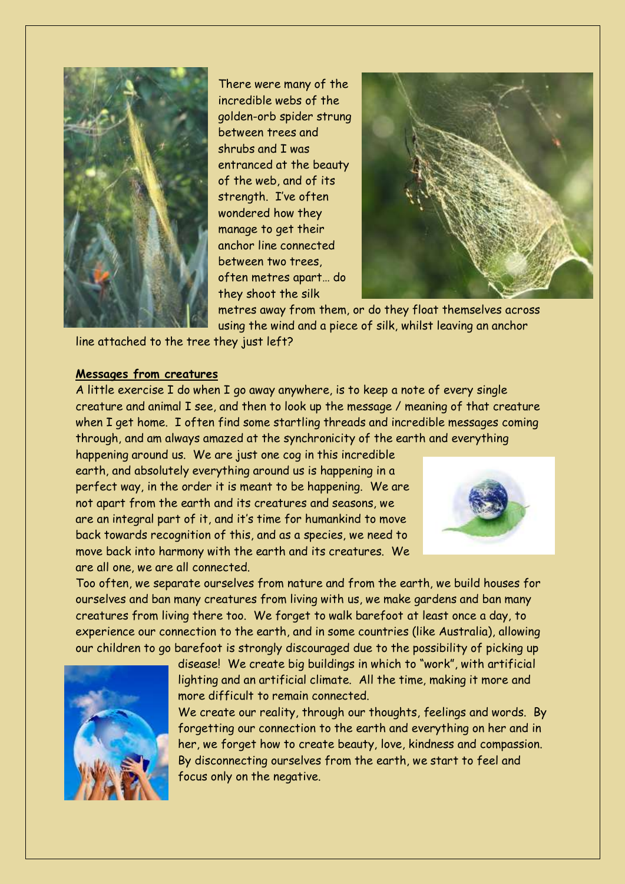There were many of the incredible webs of the golden-orb spider strung between trees and shrubs and I was entranced at the beauty of the web, and of its strength. I've often wondered how they manage to get their anchor line connected between two trees, often metres apart… do they shoot the silk metres away from them, or do they float themselves across using the wind and a piece of silk, whilst leaving an anchor line attached to the tree they just left?

**Messages from creatures**

A little exercise I do when I go away anywhere, is to keep a note of every single creature and animal I see, and then to look up the message / meaning of that creature when I get home. I often find some startling threads and incredible messages coming through, and am always amazed at the synchronicity of the earth and everything happening around us. We are just one cog in this incredible earth, and absolutely everything around us is happening in a perfect way, in the order it is meant to be happening. We are not apart from the earth and its creatures and seasons, we are an integral part of it, and it's time for humankind to move back towards recognition of this, and as a species, we need to move back into harmony with the earth and its creatures. We are all one, we are all connected.

Too often, we separate ourselves from nature and from the earth, we build houses for ourselves and ban many creatures from living with us, we make gardens and ban many creatures from living there too. We forget to walk barefoot at least once a day, to experience our connection to the earth, and in some countries (like Australia), allowing our children to go barefoot is strongly discouraged due to the possibility of picking up disease! We create big buildings in which to "work", with artificial lighting and an artificial climate. All the time, making it more and more difficult to remain connected.

We create our reality, through our thoughts, feelings and words. By forgetting our connection to the earth and everything on her and in her, we forget how to create beauty, love, kindness and compassion. By disconnecting ourselves from the earth, we start to feel and focus only on the negative.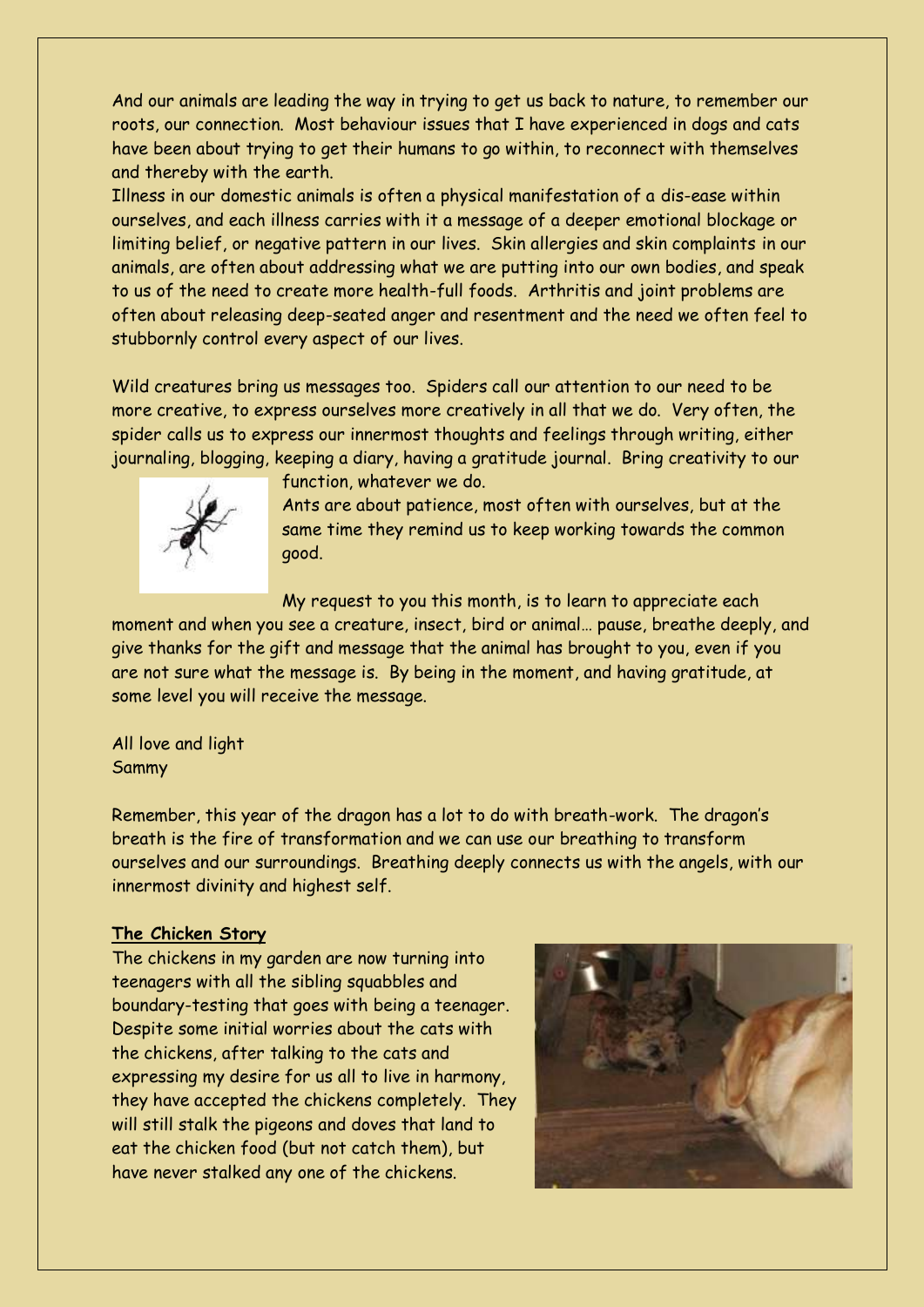And our animals are leading the way in trying to get us back to nature, to remember our roots, our connection. Most behaviour issues that I have experienced in dogs and cats have been about trying to get their humans to go within, to reconnect with themselves and thereby with the earth.

Illness in our domestic animals is often a physical manifestation of a dis-ease within ourselves, and each illness carries with it a message of a deeper emotional blockage or limiting belief, or negative pattern in our lives. Skin allergies and skin complaints in our animals, are often about addressing what we are putting into our own bodies, and speak to us of the need to create more health-full foods. Arthritis and joint problems are often about releasing deep-seated anger and resentment and the need we often feel to stubbornly control every aspect of our lives.

Wild creatures bring us messages too. Spiders call our attention to our need to be more creative, to express ourselves more creatively in all that we do. Very often, the spider calls us to express our innermost thoughts and feelings through writing, either journaling, blogging, keeping a diary, having a gratitude journal. Bring creativity to our function, whatever we do.

Ants are about patience, most often with ourselves, but at the same time they remind us to keep working towards the common good.

My request to you this month, is to learn to appreciate each moment and when you see a creature, insect, bird or animal… pause, breathe deeply, and give thanks for the gift and message that the animal has brought to you, even if you are not sure what the message is. By being in the moment, and having gratitude, at some level you will receive the message.

All love and light
Sammy

Remember, this year of the dragon has a lot to do with breath-work. The dragon's breath is the fire of transformation and we can use our breathing to transform ourselves and our surroundings. Breathing deeply connects us with the angels, with our innermost divinity and highest self.

**The Chicken Story**

The chickens in my garden are now turning into teenagers with all the sibling squabbles and boundary-testing that goes with being a teenager. Despite some initial worries about the cats with the chickens, after talking to the cats and expressing my desire for us all to live in harmony, they have accepted the chickens completely. They will still stalk the pigeons and doves that land to eat the chicken food (but not catch them), but have never stalked any one of the chickens.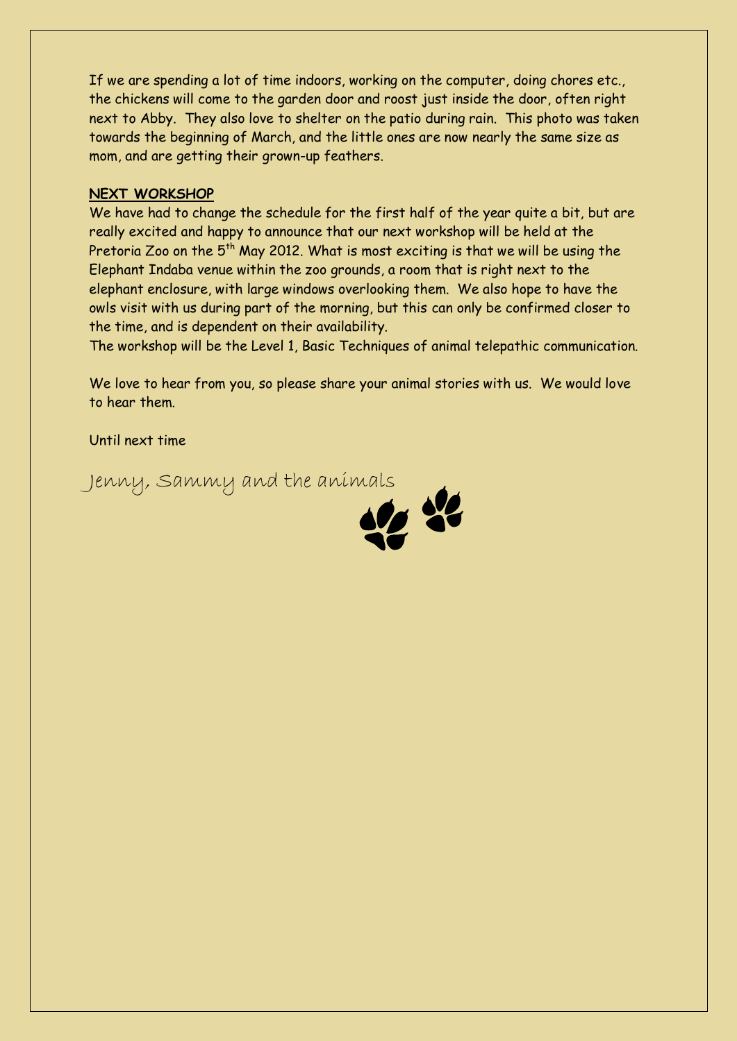If we are spending a lot of time indoors, working on the computer, doing chores etc., the chickens will come to the garden door and roost just inside the door, often right next to Abby. They also love to shelter on the patio during rain. This photo was taken towards the beginning of March, and the little ones are now nearly the same size as mom, and are getting their grown-up feathers.

**NEXT WORKSHOP**

We have had to change the schedule for the first half of the year quite a bit, but are really excited and happy to announce that our next workshop will be held at the Pretoria Zoo on the 5th May 2012. What is most exciting is that we will be using the Elephant Indaba venue within the zoo grounds, a room that is right next to the elephant enclosure, with large windows overlooking them. We also hope to have the owls visit with us during part of the morning, but this can only be confirmed closer to the time, and is dependent on their availability.

The workshop will be the Level 1, Basic Techniques of animal telepathic communication.

We love to hear from you, so please share your animal stories with us. We would love to hear them.

Until next time

*Jenny, Sammy and the animals*